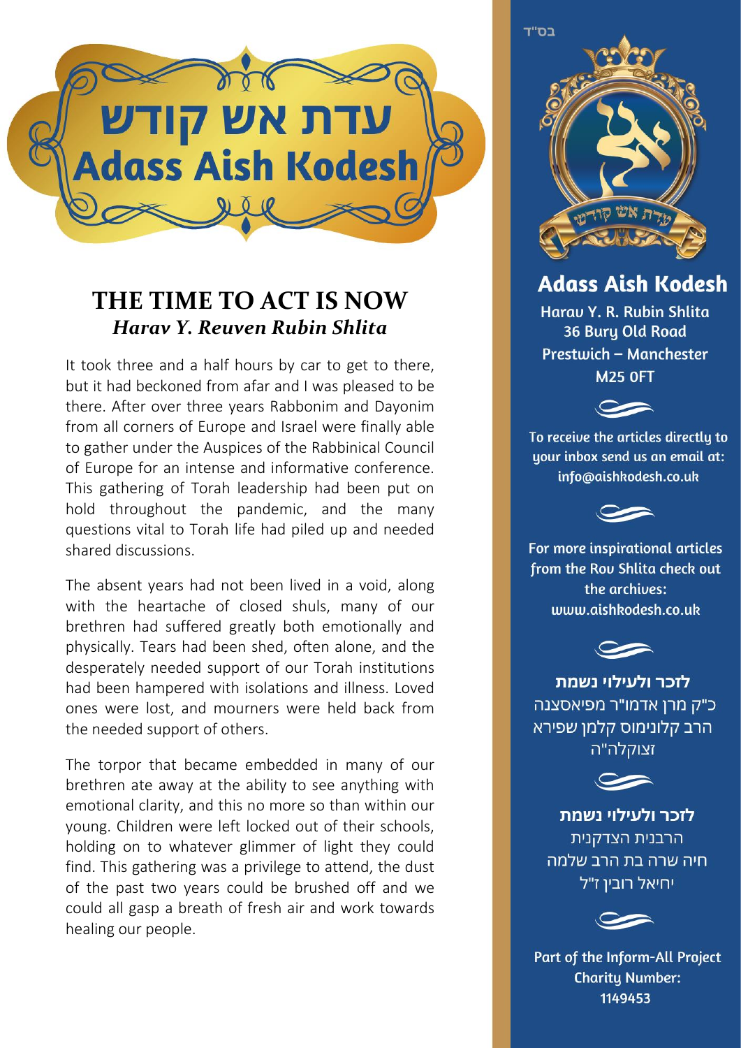# עדת אש קודש
# Adass Aish Kodesh

## THE TIME TO ACT IS NOW
### *Harav Y. Reuven Rubin Shlita*

It took three and a half hours by car to get to there, but it had beckoned from afar and I was pleased to be there. After over three years Rabbonim and Dayonim from all corners of Europe and Israel were finally able to gather under the Auspices of the Rabbinical Council of Europe for an intense and informative conference. This gathering of Torah leadership had been put on hold throughout the pandemic, and the many questions vital to Torah life had piled up and needed shared discussions.

The absent years had not been lived in a void, along with the heartache of closed shuls, many of our brethren had suffered greatly both emotionally and physically. Tears had been shed, often alone, and the desperately needed support of our Torah institutions had been hampered with isolations and illness. Loved ones were lost, and mourners were held back from the needed support of others.

The torpor that became embedded in many of our brethren ate away at the ability to see anything with emotional clarity, and this no more so than within our young. Children were left locked out of their schools, holding on to whatever glimmer of light they could find. This gathering was a privilege to attend, the dust of the past two years could be brushed off and we could all gasp a breath of fresh air and work towards healing our people.

בס"ד

**Adass Aish Kodesh**

Harav Y. R. Rubin Shlita
36 Bury Old Road
Prestwich – Manchester
M25 0FT

To receive the articles directly to your inbox send us an email at: info@aishkodesh.co.uk

For more inspirational articles from the Rov Shlita check out the archives: www.aishkodesh.co.uk

**לזכר ולעילוי נשמת**
כ"ק מרן אדמו"ר מפיאסצנה
הרב קלונימוס קלמן שפירא
זצוקלה"ה

**לזכר ולעילוי נשמת**
הרבנית הצדקנית
חיה שרה בת הרב שלמה
יחיאל רובין ז"ל

Part of the Inform-All Project
Charity Number:
1149453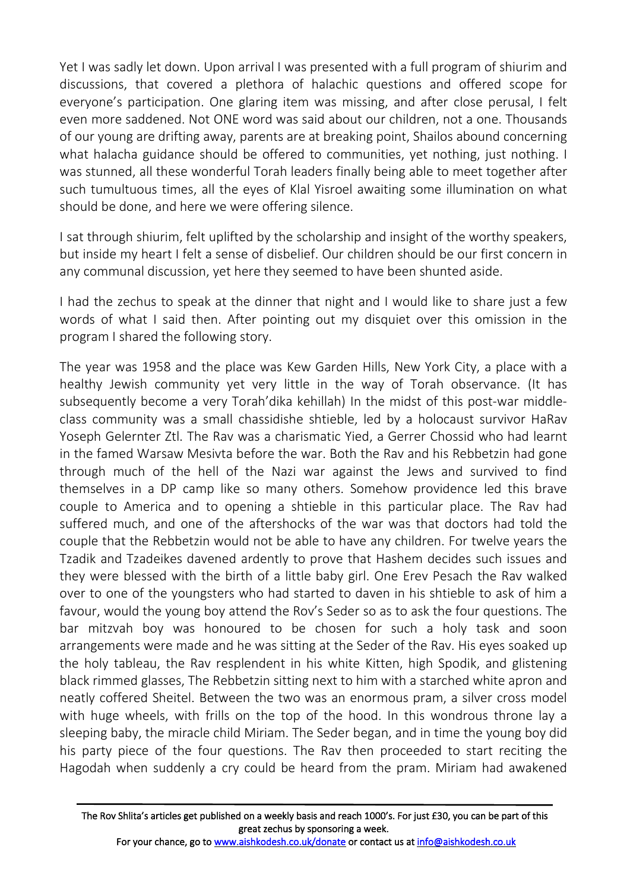Yet I was sadly let down. Upon arrival I was presented with a full program of shiurim and discussions, that covered a plethora of halachic questions and offered scope for everyone's participation. One glaring item was missing, and after close perusal, I felt even more saddened. Not ONE word was said about our children, not a one. Thousands of our young are drifting away, parents are at breaking point, Shailos abound concerning what halacha guidance should be offered to communities, yet nothing, just nothing. I was stunned, all these wonderful Torah leaders finally being able to meet together after such tumultuous times, all the eyes of Klal Yisroel awaiting some illumination on what should be done, and here we were offering silence.

I sat through shiurim, felt uplifted by the scholarship and insight of the worthy speakers, but inside my heart I felt a sense of disbelief. Our children should be our first concern in any communal discussion, yet here they seemed to have been shunted aside.

I had the zechus to speak at the dinner that night and I would like to share just a few words of what I said then. After pointing out my disquiet over this omission in the program I shared the following story.

The year was 1958 and the place was Kew Garden Hills, New York City, a place with a healthy Jewish community yet very little in the way of Torah observance. (It has subsequently become a very Torah'dika kehillah) In the midst of this post-war middle-class community was a small chassidishe shtieble, led by a holocaust survivor HaRav Yoseph Gelernter Ztl. The Rav was a charismatic Yied, a Gerrer Chossid who had learnt in the famed Warsaw Mesivta before the war. Both the Rav and his Rebbetzin had gone through much of the hell of the Nazi war against the Jews and survived to find themselves in a DP camp like so many others. Somehow providence led this brave couple to America and to opening a shtieble in this particular place. The Rav had suffered much, and one of the aftershocks of the war was that doctors had told the couple that the Rebbetzin would not be able to have any children. For twelve years the Tzadik and Tzadeikes davened ardently to prove that Hashem decides such issues and they were blessed with the birth of a little baby girl. One Erev Pesach the Rav walked over to one of the youngsters who had started to daven in his shtieble to ask of him a favour, would the young boy attend the Rov's Seder so as to ask the four questions. The bar mitzvah boy was honoured to be chosen for such a holy task and soon arrangements were made and he was sitting at the Seder of the Rav. His eyes soaked up the holy tableau, the Rav resplendent in his white Kitten, high Spodik, and glistening black rimmed glasses, The Rebbetzin sitting next to him with a starched white apron and neatly coffered Sheitel. Between the two was an enormous pram, a silver cross model with huge wheels, with frills on the top of the hood. In this wondrous throne lay a sleeping baby, the miracle child Miriam. The Seder began, and in time the young boy did his party piece of the four questions. The Rav then proceeded to start reciting the Hagodah when suddenly a cry could be heard from the pram. Miriam had awakened

The Rov Shlita's articles get published on a weekly basis and reach 1000's. For just £30, you can be part of this great zechus by sponsoring a week.
For your chance, go to www.aishkodesh.co.uk/donate or contact us at info@aishkodesh.co.uk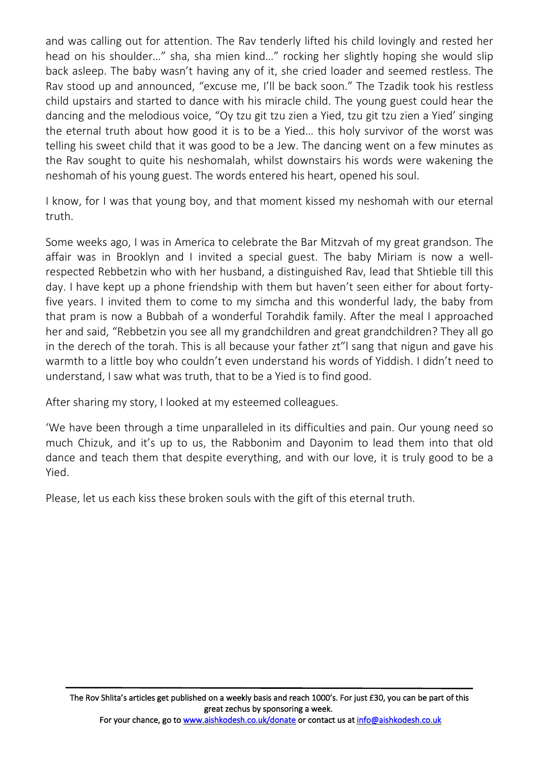and was calling out for attention. The Rav tenderly lifted his child lovingly and rested her head on his shoulder…" sha, sha mien kind…" rocking her slightly hoping she would slip back asleep. The baby wasn't having any of it, she cried loader and seemed restless. The Rav stood up and announced, "excuse me, I'll be back soon." The Tzadik took his restless child upstairs and started to dance with his miracle child. The young guest could hear the dancing and the melodious voice, "Oy tzu git tzu zien a Yied, tzu git tzu zien a Yied' singing the eternal truth about how good it is to be a Yied… this holy survivor of the worst was telling his sweet child that it was good to be a Jew. The dancing went on a few minutes as the Rav sought to quite his neshomalah, whilst downstairs his words were wakening the neshomah of his young guest. The words entered his heart, opened his soul.

I know, for I was that young boy, and that moment kissed my neshomah with our eternal truth.

Some weeks ago, I was in America to celebrate the Bar Mitzvah of my great grandson. The affair was in Brooklyn and I invited a special guest. The baby Miriam is now a well-respected Rebbetzin who with her husband, a distinguished Rav, lead that Shtieble till this day. I have kept up a phone friendship with them but haven't seen either for about forty-five years. I invited them to come to my simcha and this wonderful lady, the baby from that pram is now a Bubbah of a wonderful Torahdik family. After the meal I approached her and said, "Rebbetzin you see all my grandchildren and great grandchildren? They all go in the derech of the torah. This is all because your father zt"l sang that nigun and gave his warmth to a little boy who couldn't even understand his words of Yiddish. I didn't need to understand, I saw what was truth, that to be a Yied is to find good.

After sharing my story, I looked at my esteemed colleagues.

'We have been through a time unparalleled in its difficulties and pain. Our young need so much Chizuk, and it's up to us, the Rabbonim and Dayonim to lead them into that old dance and teach them that despite everything, and with our love, it is truly good to be a Yied.

Please, let us each kiss these broken souls with the gift of this eternal truth.

---

The Rov Shlita's articles get published on a weekly basis and reach 1000's. For just £30, you can be part of this great zechus by sponsoring a week.

For your chance, go to [www.aishkodesh.co.uk/donate](http://www.aishkodesh.co.uk/donate) or contact us at [info@aishkodesh.co.uk](mailto:info@aishkodesh.co.uk)